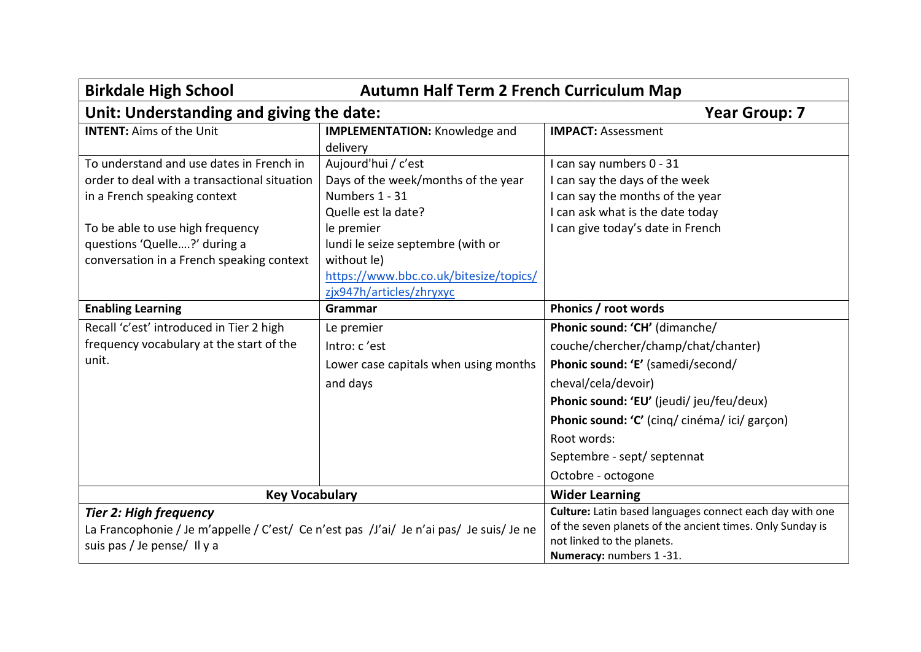| **Birkdale High School** | **Autumn Half Term 2 French Curriculum Map** | |
|---|---|---|
| **Unit: Understanding and giving the date:** | | **Year Group: 7** |
| **INTENT:** Aims of the Unit | **IMPLEMENTATION:** Knowledge and delivery | **IMPACT:** Assessment |
| To understand and use dates in French in order to deal with a transactional situation in a French speaking context<br><br>To be able to use high frequency questions 'Quelle….?' during a conversation in a French speaking context | Aujourd'hui / c'est<br>Days of the week/months of the year<br>Numbers 1 - 31<br>Quelle est la date?<br>le premier<br>lundi le seize septembre (with or without le)<br>https://www.bbc.co.uk/bitesize/topics/zjx947h/articles/zhryxyc | I can say numbers 0 - 31<br>I can say the days of the week<br>I can say the months of the year<br>I can ask what is the date today<br>I can give today's date in French |
| **Enabling Learning** | **Grammar** | **Phonics / root words** |
| Recall 'c'est' introduced in Tier 2 high frequency vocabulary at the start of the unit. | Le premier<br>Intro: c 'est<br>Lower case capitals when using months and days | **Phonic sound: 'CH'** (dimanche/ couche/chercher/champ/chat/chanter)<br>**Phonic sound: 'E'** (samedi/second/ cheval/cela/devoir)<br>**Phonic sound: 'EU'** (jeudi/ jeu/feu/deux)<br>**Phonic sound: 'C'** (cinq/ cinéma/ ici/ garçon)<br>Root words:<br>Septembre - sept/ septennat<br>Octobre - octogone |
| **Key Vocabulary** | | **Wider Learning** |
| ***Tier 2: High frequency***<br>La Francophonie / Je m'appelle / C'est/ Ce n'est pas /J'ai/ Je n'ai pas/ Je suis/ Je ne suis pas / Je pense/ Il y a | | **Culture:** Latin based languages connect each day with one of the seven planets of the ancient times. Only Sunday is not linked to the planets.<br>**Numeracy:** numbers 1 -31. |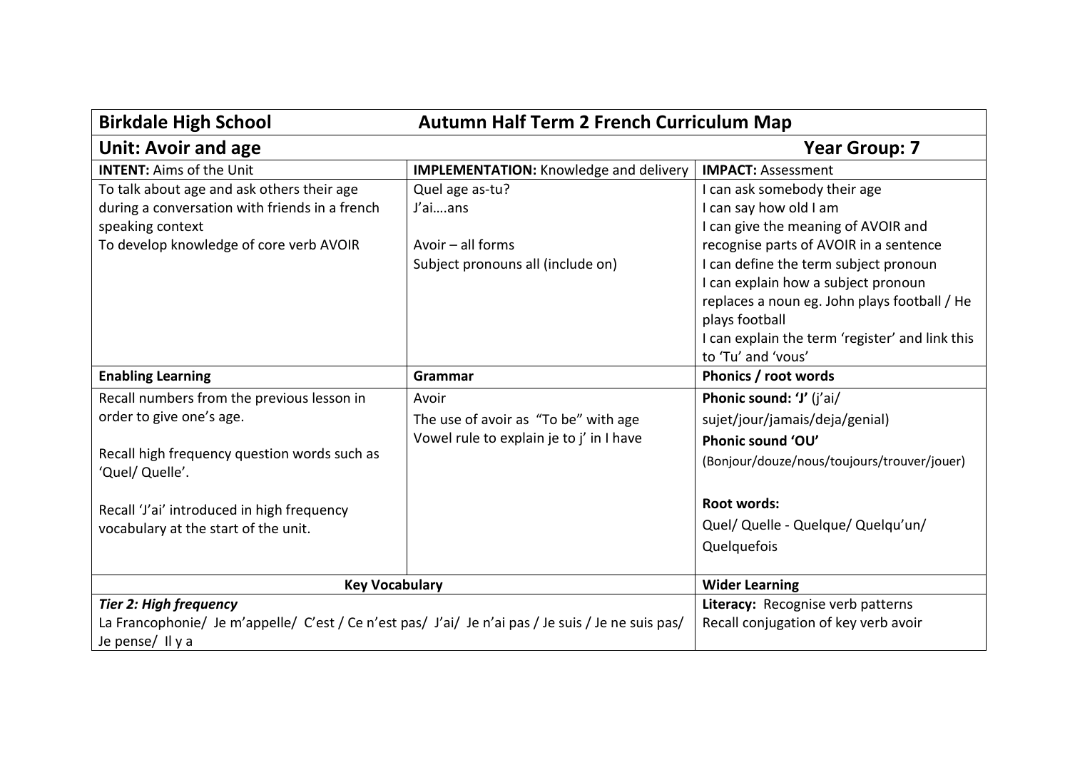| **Birkdale High School** | **Autumn Half Term 2 French Curriculum Map** | |
|---|---|---|
| **Unit: Avoir and age** | | **Year Group: 7** |
| **INTENT:** Aims of the Unit | **IMPLEMENTATION:** Knowledge and delivery | **IMPACT:** Assessment |
| To talk about age and ask others their age during a conversation with friends in a french speaking context<br>To develop knowledge of core verb AVOIR | Quel age as-tu?<br>J'ai….ans<br><br>Avoir – all forms<br>Subject pronouns all (include on) | I can ask somebody their age<br>I can say how old I am<br>I can give the meaning of AVOIR and recognise parts of AVOIR in a sentence<br>I can define the term subject pronoun<br>I can explain how a subject pronoun replaces a noun eg. John plays football / He plays football<br>I can explain the term 'register' and link this to 'Tu' and 'vous' |
| **Enabling Learning** | **Grammar** | **Phonics / root words** |
| Recall numbers from the previous lesson in order to give one's age.<br><br>Recall high frequency question words such as 'Quel/ Quelle'.<br><br>Recall 'J'ai' introduced in high frequency vocabulary at the start of the unit. | Avoir<br>The use of avoir as "To be" with age<br>Vowel rule to explain je to j' in I have | **Phonic sound: 'J'** (j'ai/ sujet/jour/jamais/deja/genial)<br>**Phonic sound 'OU'**<br>(Bonjour/douze/nous/toujours/trouver/jouer)<br><br>**Root words:**<br>Quel/ Quelle - Quelque/ Quelqu'un/ Quelquefois |
| **Key Vocabulary** | | **Wider Learning** |
| ***Tier 2: High frequency***<br>La Francophonie/ Je m'appelle/ C'est / Ce n'est pas/ J'ai/ Je n'ai pas / Je suis / Je ne suis pas/ Je pense/ Il y a | | **Literacy:** Recognise verb patterns<br>Recall conjugation of key verb avoir |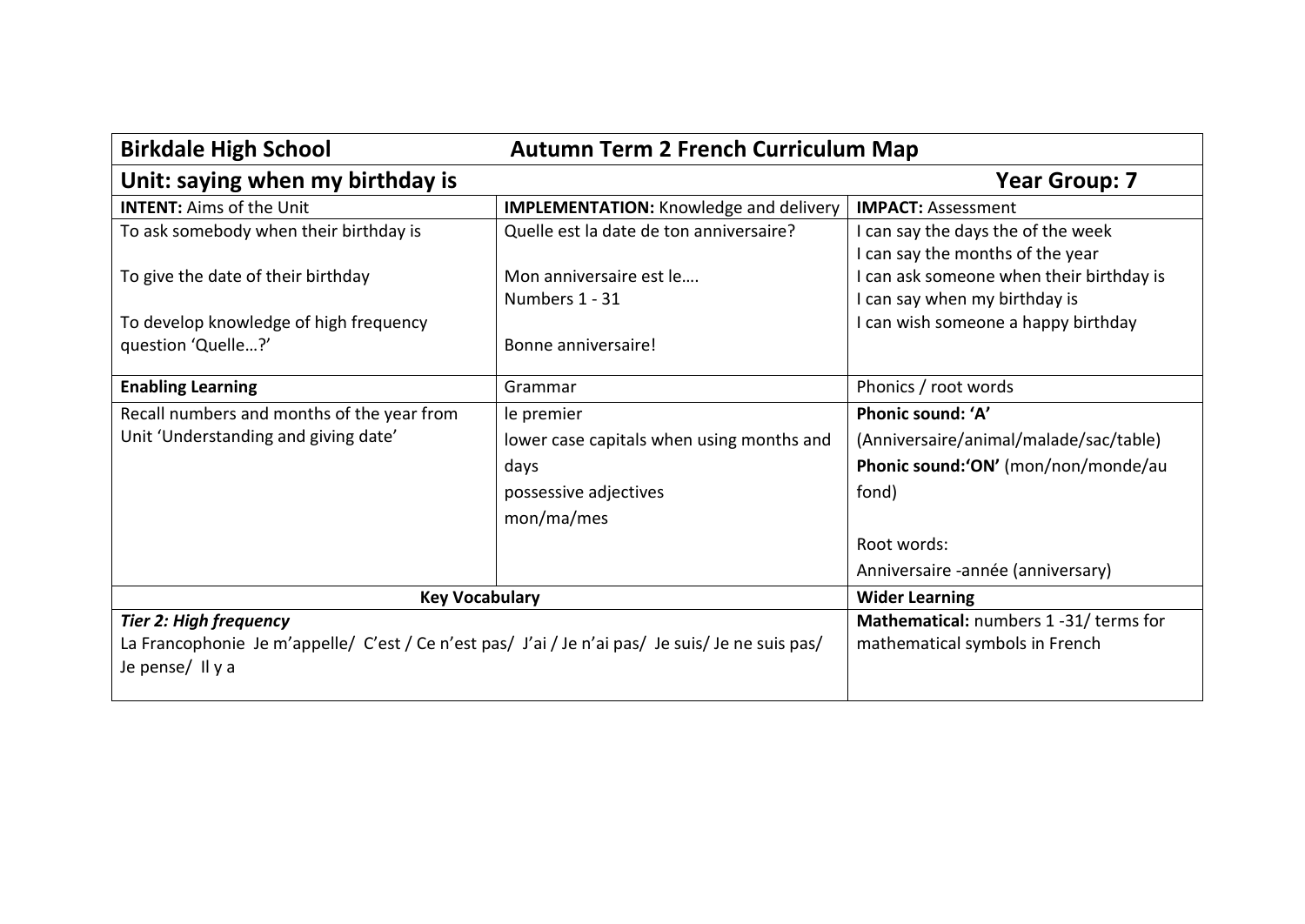| **Birkdale High School** | **Autumn Term 2 French Curriculum Map** | |
|---|---|---|
| **Unit: saying when my birthday is** | | **Year Group: 7** |
| **INTENT:** Aims of the Unit | **IMPLEMENTATION:** Knowledge and delivery | **IMPACT:** Assessment |
| To ask somebody when their birthday is<br><br>To give the date of their birthday<br><br>To develop knowledge of high frequency question 'Quelle…?' | Quelle est la date de ton anniversaire?<br><br>Mon anniversaire est le….<br>Numbers 1 - 31<br><br>Bonne anniversaire! | I can say the days the of the week<br>I can say the months of the year<br>I can ask someone when their birthday is<br>I can say when my birthday is<br>I can wish someone a happy birthday |
| **Enabling Learning** | Grammar | Phonics / root words |
| Recall numbers and months of the year from Unit 'Understanding and giving date' | le premier<br>lower case capitals when using months and days<br>possessive adjectives<br>mon/ma/mes | **Phonic sound: 'A'**<br>(Anniversaire/animal/malade/sac/table)<br>**Phonic sound:'ON'** (mon/non/monde/au fond)<br><br>Root words:<br>Anniversaire -année (anniversary) |
| **Key Vocabulary** | | **Wider Learning** |
| ***Tier 2: High frequency***<br>La Francophonie Je m'appelle/ C'est / Ce n'est pas/ J'ai / Je n'ai pas/ Je suis/ Je ne suis pas/ Je pense/ Il y a | | **Mathematical:** numbers 1 -31/ terms for mathematical symbols in French |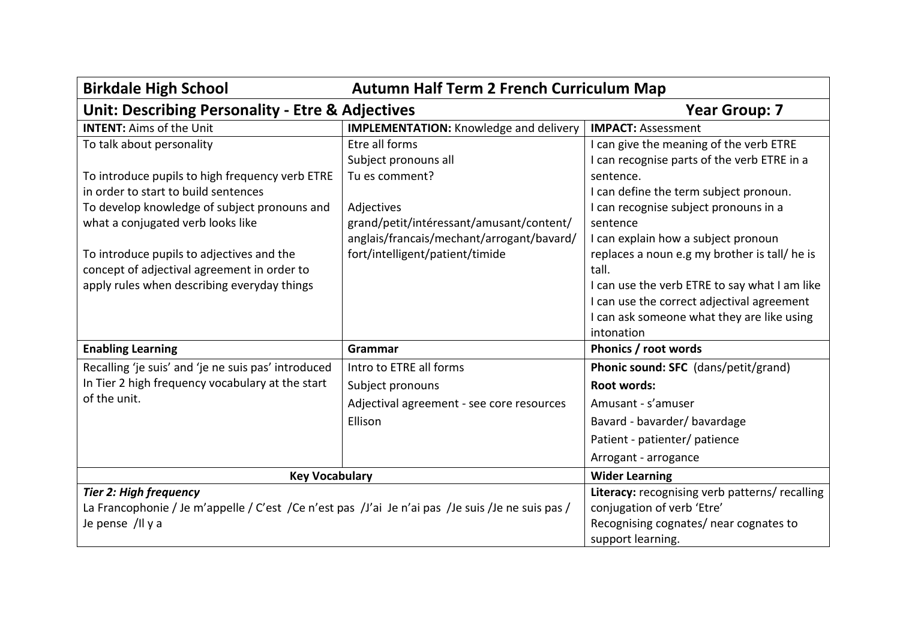| **Birkdale High School** | **Autumn Half Term 2 French Curriculum Map** | |
|---|---|---|
| **Unit: Describing Personality - Etre & Adjectives** | | **Year Group: 7** |
| **INTENT:** Aims of the Unit | **IMPLEMENTATION:** Knowledge and delivery | **IMPACT:** Assessment |
| To talk about personality<br><br>To introduce pupils to high frequency verb ETRE in order to start to build sentences<br>To develop knowledge of subject pronouns and what a conjugated verb looks like<br><br>To introduce pupils to adjectives and the concept of adjectival agreement in order to apply rules when describing everyday things | Etre all forms<br>Subject pronouns all<br>Tu es comment?<br><br>Adjectives<br>grand/petit/intéressant/amusant/content/ anglais/francais/mechant/arrogant/bavard/ fort/intelligent/patient/timide | I can give the meaning of the verb ETRE<br>I can recognise parts of the verb ETRE in a sentence.<br>I can define the term subject pronoun.<br>I can recognise subject pronouns in a sentence<br>I can explain how a subject pronoun replaces a noun e.g my brother is tall/ he is tall.<br>I can use the verb ETRE to say what I am like<br>I can use the correct adjectival agreement<br>I can ask someone what they are like using intonation |
| **Enabling Learning** | **Grammar** | **Phonics / root words** |
| Recalling 'je suis' and 'je ne suis pas' introduced In Tier 2 high frequency vocabulary at the start of the unit. | Intro to ETRE all forms<br>Subject pronouns<br>Adjectival agreement - see core resources<br>Ellison | **Phonic sound: SFC** (dans/petit/grand)<br>**Root words:**<br>Amusant - s'amuser<br>Bavard - bavarder/ bavardage<br>Patient - patienter/ patience<br>Arrogant - arrogance |
| **Key Vocabulary** | | **Wider Learning** |
| ***Tier 2: High frequency***<br>La Francophonie / Je m'appelle / C'est /Ce n'est pas /J'ai Je n'ai pas /Je suis /Je ne suis pas / Je pense /Il y a | | **Literacy:** recognising verb patterns/ recalling conjugation of verb 'Etre'<br>Recognising cognates/ near cognates to support learning. |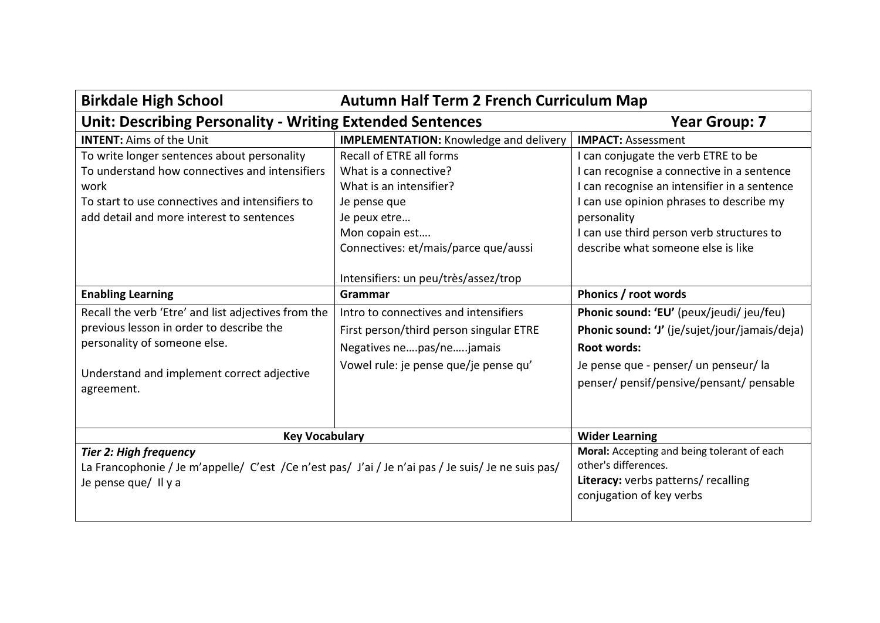| **Birkdale High School** | **Autumn Half Term 2 French Curriculum Map** | |
|---|---|---|
| **Unit: Describing Personality - Writing Extended Sentences** | | **Year Group: 7** |
| **INTENT:** Aims of the Unit | **IMPLEMENTATION:** Knowledge and delivery | **IMPACT:** Assessment |
| To write longer sentences about personality<br>To understand how connectives and intensifiers work<br>To start to use connectives and intensifiers to add detail and more interest to sentences | Recall of ETRE all forms<br>What is a connective?<br>What is an intensifier?<br>Je pense que<br>Je peux etre…<br>Mon copain est….<br>Connectives: et/mais/parce que/aussi<br><br>Intensifiers: un peu/très/assez/trop | I can conjugate the verb ETRE to be<br>I can recognise a connective in a sentence<br>I can recognise an intensifier in a sentence<br>I can use opinion phrases to describe my personality<br>I can use third person verb structures to describe what someone else is like |
| **Enabling Learning** | **Grammar** | **Phonics / root words** |
| Recall the verb 'Etre' and list adjectives from the previous lesson in order to describe the personality of someone else.<br><br>Understand and implement correct adjective agreement. | Intro to connectives and intensifiers<br>First person/third person singular ETRE<br>Negatives ne….pas/ne…..jamais<br>Vowel rule: je pense que/je pense qu' | **Phonic sound: 'EU'** (peux/jeudi/ jeu/feu)<br>**Phonic sound: 'J'** (je/sujet/jour/jamais/deja)<br>**Root words:**<br>Je pense que - penser/ un penseur/ la penser/ pensif/pensive/pensant/ pensable |
| **Key Vocabulary** | | **Wider Learning** |
| ***Tier 2: High frequency***<br>La Francophonie / Je m'appelle/ C'est /Ce n'est pas/ J'ai / Je n'ai pas / Je suis/ Je ne suis pas/ Je pense que/ Il y a | | **Moral:** Accepting and being tolerant of each other's differences.<br>**Literacy:** verbs patterns/ recalling conjugation of key verbs |